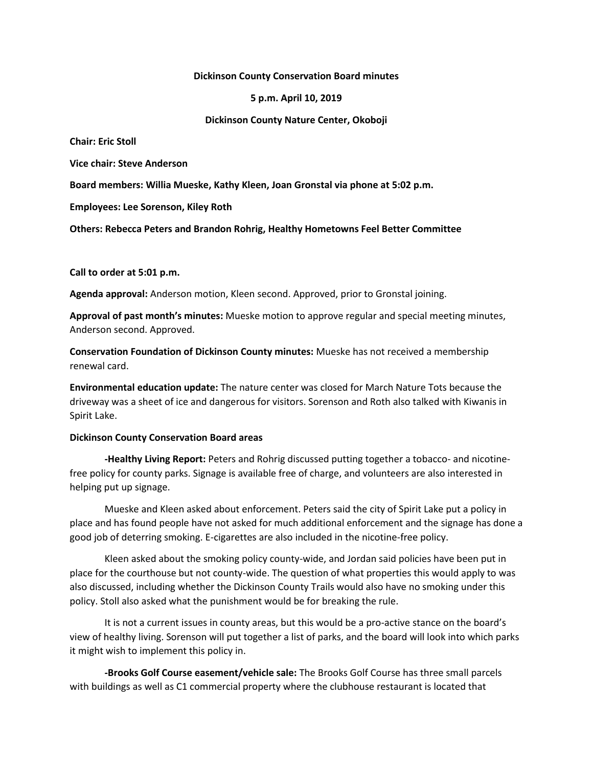**Dickinson County Conservation Board minutes**

**5 p.m. April 10, 2019**

**Dickinson County Nature Center, Okoboji**

**Chair: Eric Stoll**

**Vice chair: Steve Anderson**

**Board members: Willia Mueske, Kathy Kleen, Joan Gronstal via phone at 5:02 p.m.**

**Employees: Lee Sorenson, Kiley Roth**

**Others: Rebecca Peters and Brandon Rohrig, Healthy Hometowns Feel Better Committee**

**Call to order at 5:01 p.m.**

**Agenda approval:** Anderson motion, Kleen second. Approved, prior to Gronstal joining.

**Approval of past month's minutes:** Mueske motion to approve regular and special meeting minutes, Anderson second. Approved.

**Conservation Foundation of Dickinson County minutes:** Mueske has not received a membership renewal card.

**Environmental education update:** The nature center was closed for March Nature Tots because the driveway was a sheet of ice and dangerous for visitors. Sorenson and Roth also talked with Kiwanis in Spirit Lake.

**Dickinson County Conservation Board areas**

**-Healthy Living Report:** Peters and Rohrig discussed putting together a tobacco- and nicotine-free policy for county parks. Signage is available free of charge, and volunteers are also interested in helping put up signage.

Mueske and Kleen asked about enforcement. Peters said the city of Spirit Lake put a policy in place and has found people have not asked for much additional enforcement and the signage has done a good job of deterring smoking. E-cigarettes are also included in the nicotine-free policy.

Kleen asked about the smoking policy county-wide, and Jordan said policies have been put in place for the courthouse but not county-wide. The question of what properties this would apply to was also discussed, including whether the Dickinson County Trails would also have no smoking under this policy. Stoll also asked what the punishment would be for breaking the rule.

It is not a current issues in county areas, but this would be a pro-active stance on the board's view of healthy living. Sorenson will put together a list of parks, and the board will look into which parks it might wish to implement this policy in.

**-Brooks Golf Course easement/vehicle sale:** The Brooks Golf Course has three small parcels with buildings as well as C1 commercial property where the clubhouse restaurant is located that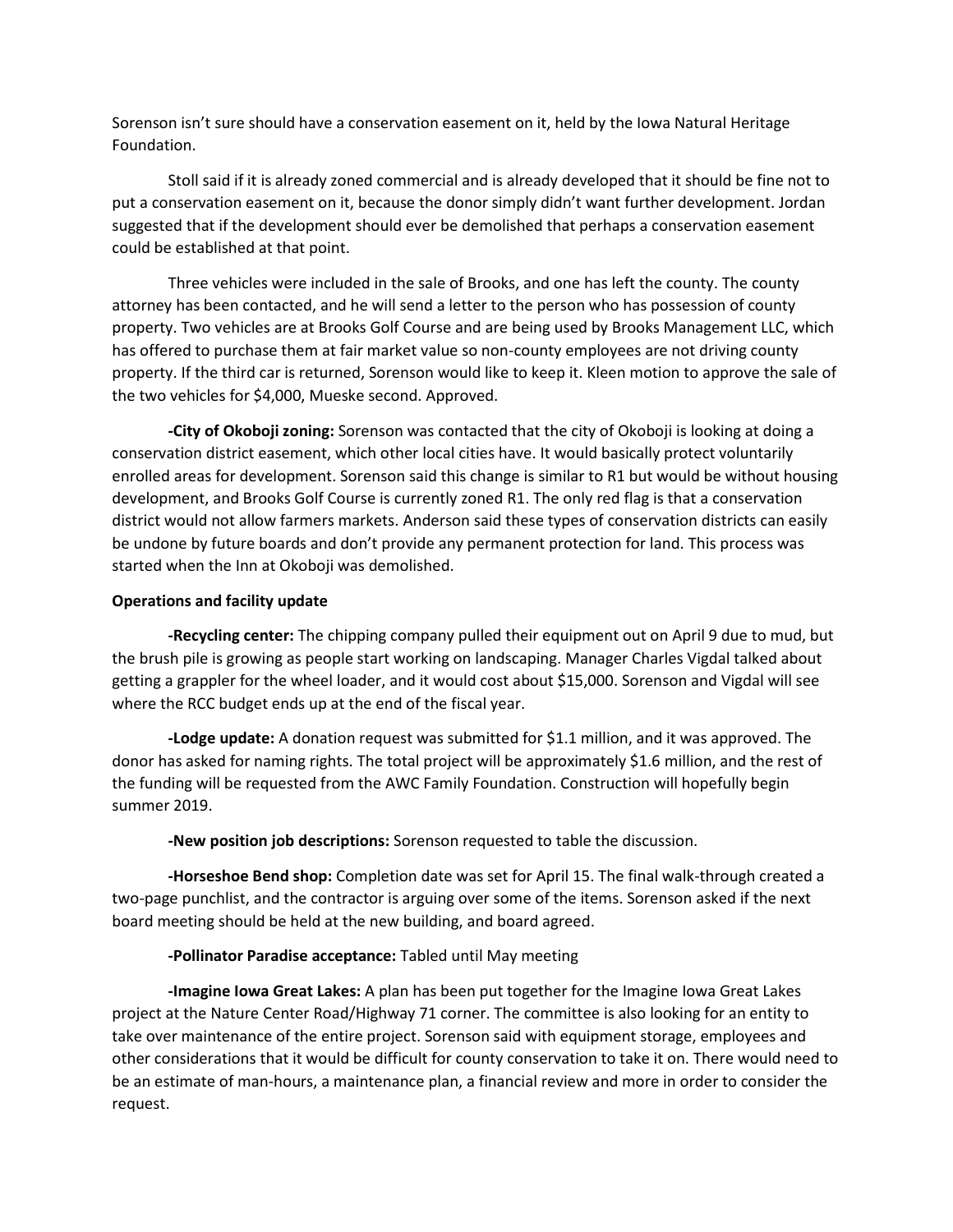Sorenson isn't sure should have a conservation easement on it, held by the Iowa Natural Heritage Foundation.

Stoll said if it is already zoned commercial and is already developed that it should be fine not to put a conservation easement on it, because the donor simply didn't want further development. Jordan suggested that if the development should ever be demolished that perhaps a conservation easement could be established at that point.

Three vehicles were included in the sale of Brooks, and one has left the county. The county attorney has been contacted, and he will send a letter to the person who has possession of county property. Two vehicles are at Brooks Golf Course and are being used by Brooks Management LLC, which has offered to purchase them at fair market value so non-county employees are not driving county property. If the third car is returned, Sorenson would like to keep it. Kleen motion to approve the sale of the two vehicles for $4,000, Mueske second. Approved.

**-City of Okoboji zoning:** Sorenson was contacted that the city of Okoboji is looking at doing a conservation district easement, which other local cities have. It would basically protect voluntarily enrolled areas for development. Sorenson said this change is similar to R1 but would be without housing development, and Brooks Golf Course is currently zoned R1. The only red flag is that a conservation district would not allow farmers markets. Anderson said these types of conservation districts can easily be undone by future boards and don't provide any permanent protection for land. This process was started when the Inn at Okoboji was demolished.

**Operations and facility update**

**-Recycling center:** The chipping company pulled their equipment out on April 9 due to mud, but the brush pile is growing as people start working on landscaping. Manager Charles Vigdal talked about getting a grappler for the wheel loader, and it would cost about $15,000. Sorenson and Vigdal will see where the RCC budget ends up at the end of the fiscal year.

**-Lodge update:** A donation request was submitted for $1.1 million, and it was approved. The donor has asked for naming rights. The total project will be approximately $1.6 million, and the rest of the funding will be requested from the AWC Family Foundation. Construction will hopefully begin summer 2019.

**-New position job descriptions:** Sorenson requested to table the discussion.

**-Horseshoe Bend shop:** Completion date was set for April 15. The final walk-through created a two-page punchlist, and the contractor is arguing over some of the items. Sorenson asked if the next board meeting should be held at the new building, and board agreed.

**-Pollinator Paradise acceptance:** Tabled until May meeting

**-Imagine Iowa Great Lakes:** A plan has been put together for the Imagine Iowa Great Lakes project at the Nature Center Road/Highway 71 corner. The committee is also looking for an entity to take over maintenance of the entire project. Sorenson said with equipment storage, employees and other considerations that it would be difficult for county conservation to take it on. There would need to be an estimate of man-hours, a maintenance plan, a financial review and more in order to consider the request.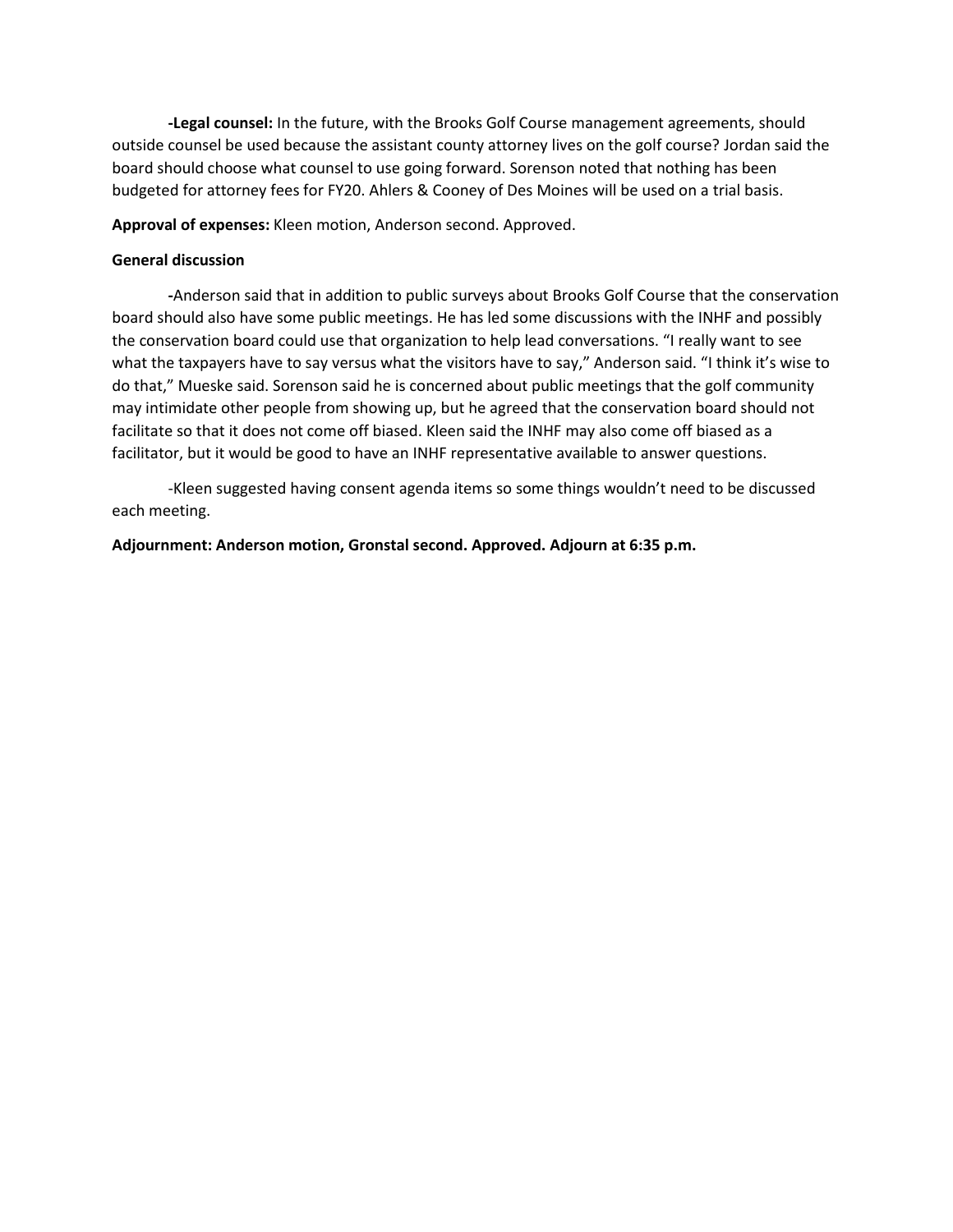**-Legal counsel:** In the future, with the Brooks Golf Course management agreements, should outside counsel be used because the assistant county attorney lives on the golf course? Jordan said the board should choose what counsel to use going forward. Sorenson noted that nothing has been budgeted for attorney fees for FY20. Ahlers & Cooney of Des Moines will be used on a trial basis.

**Approval of expenses:** Kleen motion, Anderson second. Approved.

**General discussion**

**-**Anderson said that in addition to public surveys about Brooks Golf Course that the conservation board should also have some public meetings. He has led some discussions with the INHF and possibly the conservation board could use that organization to help lead conversations. "I really want to see what the taxpayers have to say versus what the visitors have to say," Anderson said. "I think it's wise to do that," Mueske said. Sorenson said he is concerned about public meetings that the golf community may intimidate other people from showing up, but he agreed that the conservation board should not facilitate so that it does not come off biased. Kleen said the INHF may also come off biased as a facilitator, but it would be good to have an INHF representative available to answer questions.

-Kleen suggested having consent agenda items so some things wouldn't need to be discussed each meeting.

**Adjournment: Anderson motion, Gronstal second. Approved. Adjourn at 6:35 p.m.**